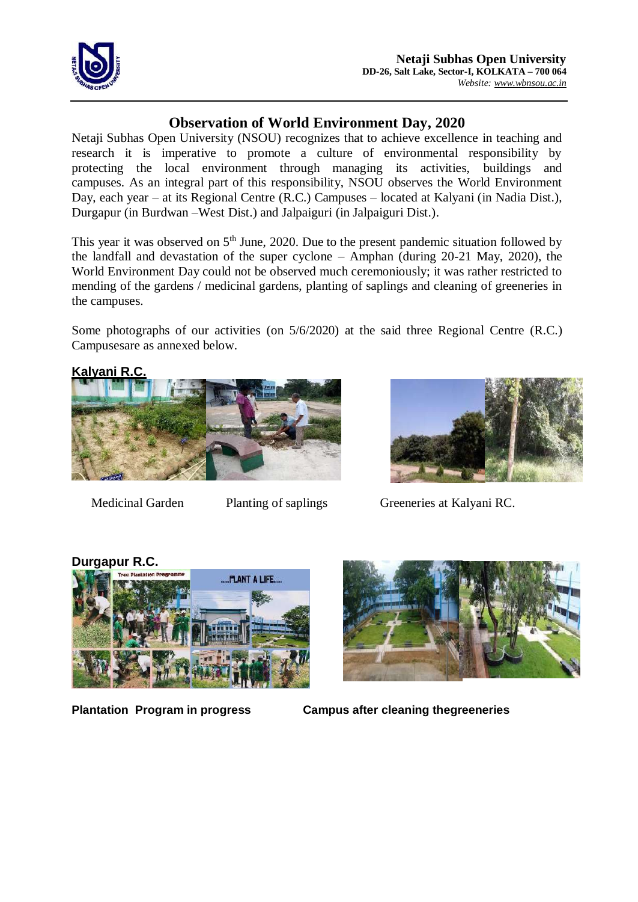**Netaji Subhas Open University**
**DD-26, Salt Lake, Sector-I, KOLKATA – 700 064**
*Website: www.wbnsou.ac.in*

# Observation of World Environment Day, 2020

Netaji Subhas Open University (NSOU) recognizes that to achieve excellence in teaching and research it is imperative to promote a culture of environmental responsibility by protecting the local environment through managing its activities, buildings and campuses. As an integral part of this responsibility, NSOU observes the World Environment Day, each year – at its Regional Centre (R.C.) Campuses – located at Kalyani (in Nadia Dist.), Durgapur (in Burdwan –West Dist.) and Jalpaiguri (in Jalpaiguri Dist.).

This year it was observed on 5th June, 2020. Due to the present pandemic situation followed by the landfall and devastation of the super cyclone – Amphan (during 20-21 May, 2020), the World Environment Day could not be observed much ceremoniously; it was rather restricted to mending of the gardens / medicinal gardens, planting of saplings and cleaning of greeneries in the campuses.

Some photographs of our activities (on 5/6/2020) at the said three Regional Centre (R.C.) Campusesare as annexed below.

**Kalyani R.C.**

Medicinal Garden

Planting of saplings

Greeneries at Kalyani RC.

**Durgapur R.C.**

**Plantation Program in progress**

**Campus after cleaning thegreeneries**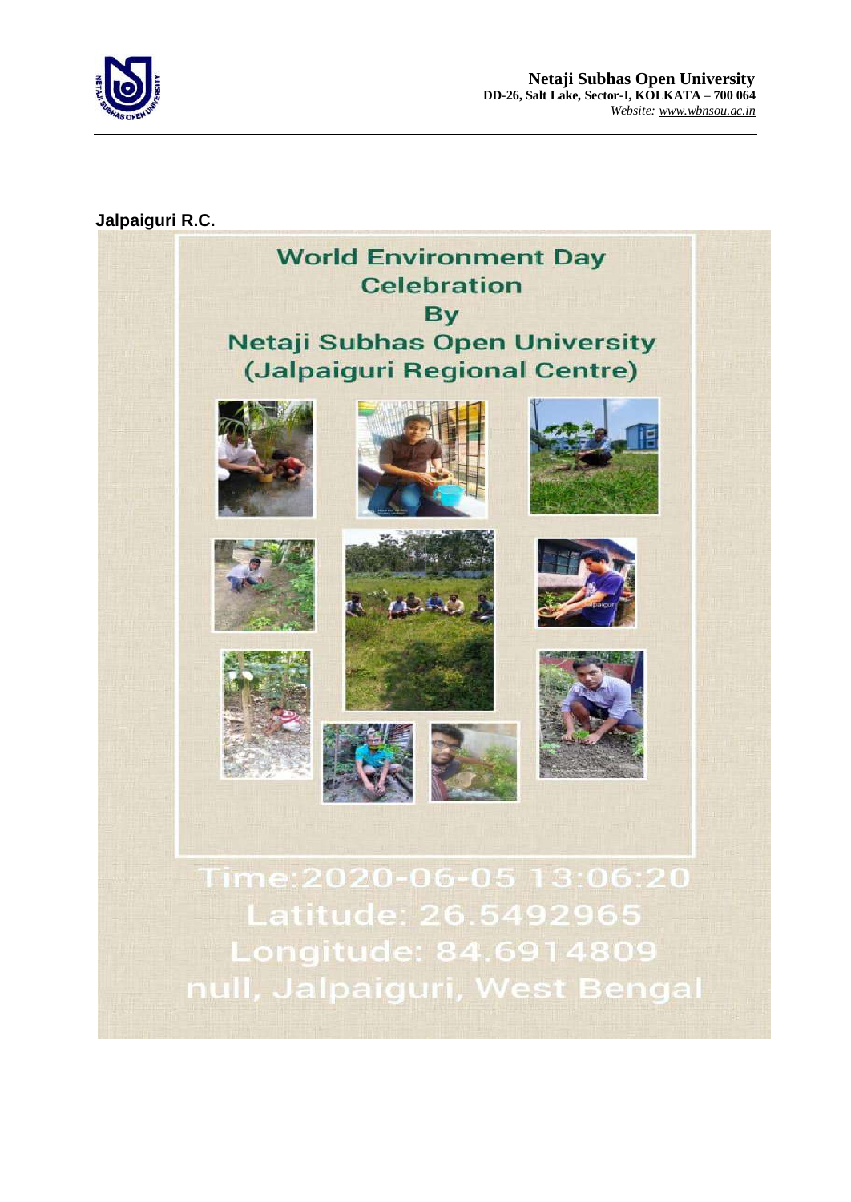Jalpaiguri R.C.

World Environment Day Celebration By Netaji Subhas Open University (Jalpaiguri Regional Centre)

Time:2020-06-05 13:06:20
Latitude: 26.5492965
Longitude: 84.6914809
null, Jalpaiguri, West Bengal